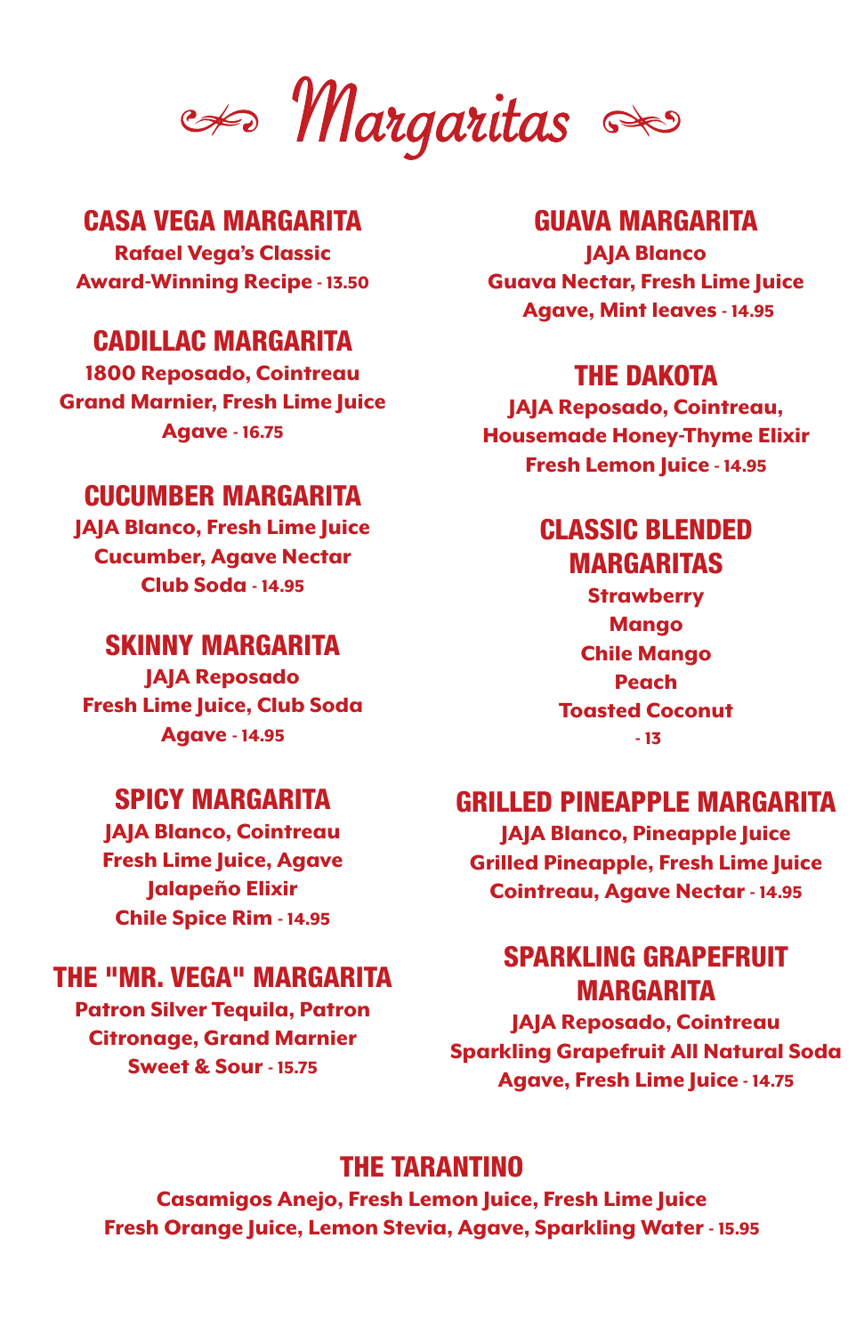# Margaritas

## CASA VEGA MARGARITA

Rafael Vega's Classic
Award-Winning Recipe - 13.50

## CADILLAC MARGARITA

1800 Reposado, Cointreau
Grand Marnier, Fresh Lime Juice
Agave - 16.75

## CUCUMBER MARGARITA

JAJA Blanco, Fresh Lime Juice
Cucumber, Agave Nectar
Club Soda - 14.95

## SKINNY MARGARITA

JAJA Reposado
Fresh Lime Juice, Club Soda
Agave - 14.95

## SPICY MARGARITA

JAJA Blanco, Cointreau
Fresh Lime Juice, Agave
Jalapeño Elixir
Chile Spice Rim - 14.95

## THE "MR. VEGA" MARGARITA

Patron Silver Tequila, Patron
Citronage, Grand Marnier
Sweet & Sour - 15.75

## GUAVA MARGARITA

JAJA Blanco
Guava Nectar, Fresh Lime Juice
Agave, Mint leaves - 14.95

## THE DAKOTA

JAJA Reposado, Cointreau,
Housemade Honey-Thyme Elixir
Fresh Lemon Juice - 14.95

## CLASSIC BLENDED MARGARITAS

Strawberry
Mango
Chile Mango
Peach
Toasted Coconut
- 13

## GRILLED PINEAPPLE MARGARITA

JAJA Blanco, Pineapple Juice
Grilled Pineapple, Fresh Lime Juice
Cointreau, Agave Nectar - 14.95

## SPARKLING GRAPEFRUIT MARGARITA

JAJA Reposado, Cointreau
Sparkling Grapefruit All Natural Soda
Agave, Fresh Lime Juice - 14.75

## THE TARANTINO

Casamigos Anejo, Fresh Lemon Juice, Fresh Lime Juice
Fresh Orange Juice, Lemon Stevia, Agave, Sparkling Water - 15.95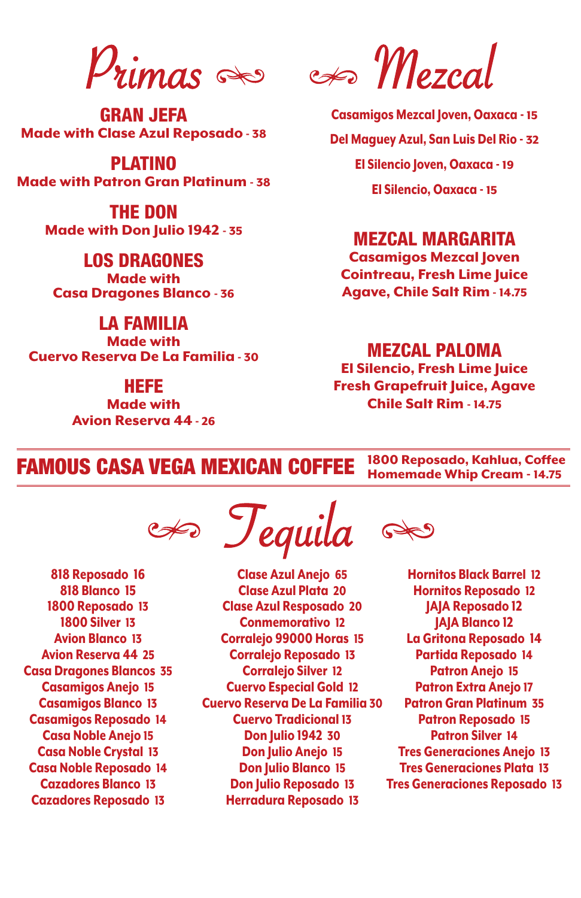# Primas

## GRAN JEFA
**Made with Clase Azul Reposado** - 38

## PLATINO
**Made with Patron Gran Platinum** - 38

## THE DON
**Made with Don Julio 1942** - 35

## LOS DRAGONES
**Made with Casa Dragones Blanco** - 36

## LA FAMILIA
**Made with Cuervo Reserva De La Familia** - 30

## HEFE
**Made with Avion Reserva 44** - 26

# Mezcal

Casamigos Mezcal Joven, Oaxaca - 15

Del Maguey Azul, San Luis Del Rio - 32

El Silencio Joven, Oaxaca - 19

El Silencio, Oaxaca - 15

## MEZCAL MARGARITA
**Casamigos Mezcal Joven Cointreau, Fresh Lime Juice Agave, Chile Salt Rim** - 14.75

## MEZCAL PALOMA
**El Silencio, Fresh Lime Juice Fresh Grapefruit Juice, Agave Chile Salt Rim** - 14.75

## FAMOUS CASA VEGA MEXICAN COFFEE
**1800 Reposado, Kahlua, Coffee Homemade Whip Cream** - 14.75

# Tequila

818 Reposado 16
818 Blanco 15
1800 Reposado 13
1800 Silver 13
Avion Blanco 13
Avion Reserva 44 25
Casa Dragones Blancos 35
Casamigos Anejo 15
Casamigos Blanco 13
Casamigos Reposado 14
Casa Noble Anejo 15
Casa Noble Crystal 13
Casa Noble Reposado 14
Cazadores Blanco 13
Cazadores Reposado 13
Clase Azul Anejo 65
Clase Azul Plata 20
Clase Azul Resposado 20
Conmemorativo 12
Corralejo 99000 Horas 15
Corralejo Reposado 13
Corralejo Silver 12
Cuervo Especial Gold 12
Cuervo Reserva De La Familia 30
Cuervo Tradicional 13
Don Julio 1942 30
Don Julio Anejo 15
Don Julio Blanco 15
Don Julio Reposado 13
Herradura Reposado 13
Hornitos Black Barrel 12
Hornitos Reposado 12
JAJA Reposado 12
JAJA Blanco 12
La Gritona Reposado 14
Partida Reposado 14
Patron Anejo 15
Patron Extra Anejo 17
Patron Gran Platinum 35
Patron Reposado 15
Patron Silver 14
Tres Generaciones Anejo 13
Tres Generaciones Plata 13
Tres Generaciones Reposado 13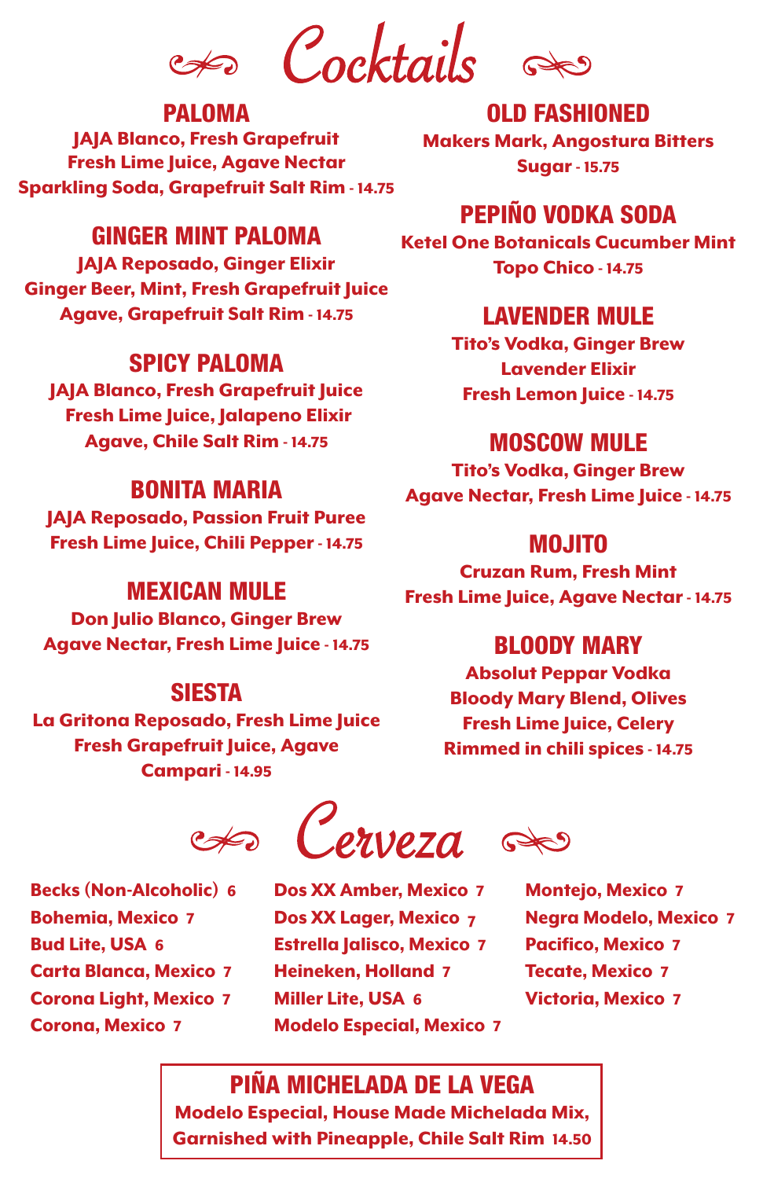# Cocktails

## PALOMA
JAJA Blanco, Fresh Grapefruit
Fresh Lime Juice, Agave Nectar
Sparkling Soda, Grapefruit Salt Rim - 14.75

## GINGER MINT PALOMA
JAJA Reposado, Ginger Elixir
Ginger Beer, Mint, Fresh Grapefruit Juice
Agave, Grapefruit Salt Rim - 14.75

## SPICY PALOMA
JAJA Blanco, Fresh Grapefruit Juice
Fresh Lime Juice, Jalapeno Elixir
Agave, Chile Salt Rim - 14.75

## BONITA MARIA
JAJA Reposado, Passion Fruit Puree
Fresh Lime Juice, Chili Pepper - 14.75

## MEXICAN MULE
Don Julio Blanco, Ginger Brew
Agave Nectar, Fresh Lime Juice - 14.75

## SIESTA
La Gritona Reposado, Fresh Lime Juice
Fresh Grapefruit Juice, Agave
Campari - 14.95

## OLD FASHIONED
Makers Mark, Angostura Bitters
Sugar - 15.75

## PEPIÑO VODKA SODA
Ketel One Botanicals Cucumber Mint
Topo Chico - 14.75

## LAVENDER MULE
Tito's Vodka, Ginger Brew
Lavender Elixir
Fresh Lemon Juice - 14.75

## MOSCOW MULE
Tito's Vodka, Ginger Brew
Agave Nectar, Fresh Lime Juice - 14.75

## MOJITO
Cruzan Rum, Fresh Mint
Fresh Lime Juice, Agave Nectar - 14.75

## BLOODY MARY
Absolut Peppar Vodka
Bloody Mary Blend, Olives
Fresh Lime Juice, Celery
Rimmed in chili spices - 14.75

# Cerveza

- Becks (Non-Alcoholic) 6
- Bohemia, Mexico 7
- Bud Lite, USA 6
- Carta Blanca, Mexico 7
- Corona Light, Mexico 7
- Corona, Mexico 7
- Dos XX Amber, Mexico 7
- Dos XX Lager, Mexico 7
- Estrella Jalisco, Mexico 7
- Heineken, Holland 7
- Miller Lite, USA 6
- Modelo Especial, Mexico 7
- Montejo, Mexico 7
- Negra Modelo, Mexico 7
- Pacifico, Mexico 7
- Tecate, Mexico 7
- Victoria, Mexico 7

## PIÑA MICHELADA DE LA VEGA
Modelo Especial, House Made Michelada Mix,
Garnished with Pineapple, Chile Salt Rim 14.50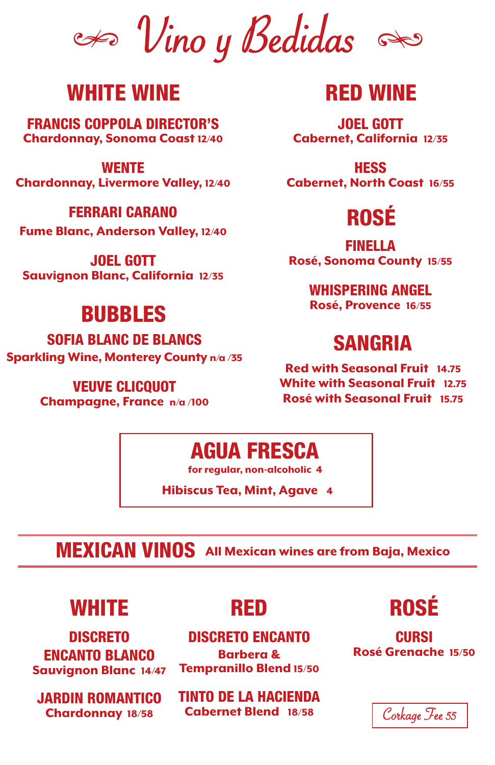# Vino y Bedidas

## WHITE WINE

**FRANCIS COPPOLA DIRECTOR'S**
Chardonnay, Sonoma Coast 12/40

**WENTE**
Chardonnay, Livermore Valley, 12/40

**FERRARI CARANO**
Fume Blanc, Anderson Valley, 12/40

**JOEL GOTT**
Sauvignon Blanc, California 12/35

## BUBBLES

**SOFIA BLANC DE BLANCS**
Sparkling Wine, Monterey County n/a /35

**VEUVE CLICQUOT**
Champagne, France n/a /100

## RED WINE

**JOEL GOTT**
Cabernet, California 12/35

**HESS**
Cabernet, North Coast 16/55

## ROSÉ

**FINELLA**
Rosé, Sonoma County 15/55

**WHISPERING ANGEL**
Rosé, Provence 16/55

## SANGRIA

Red with Seasonal Fruit 14.75
White with Seasonal Fruit 12.75
Rosé with Seasonal Fruit 15.75

## AGUA FRESCA

for regular, non-alcoholic 4

Hibiscus Tea, Mint, Agave 4

## MEXICAN VINOS

All Mexican wines are from Baja, Mexico

### WHITE

**DISCRETO ENCANTO BLANCO**
Sauvignon Blanc 14/47

**JARDIN ROMANTICO**
Chardonnay 18/58

### RED

**DISCRETO ENCANTO**
Barbera & Tempranillo Blend 15/50

**TINTO DE LA HACIENDA**
Cabernet Blend 18/58

### ROSÉ

**CURSI**
Rosé Grenache 15/50

Corkage Fee 55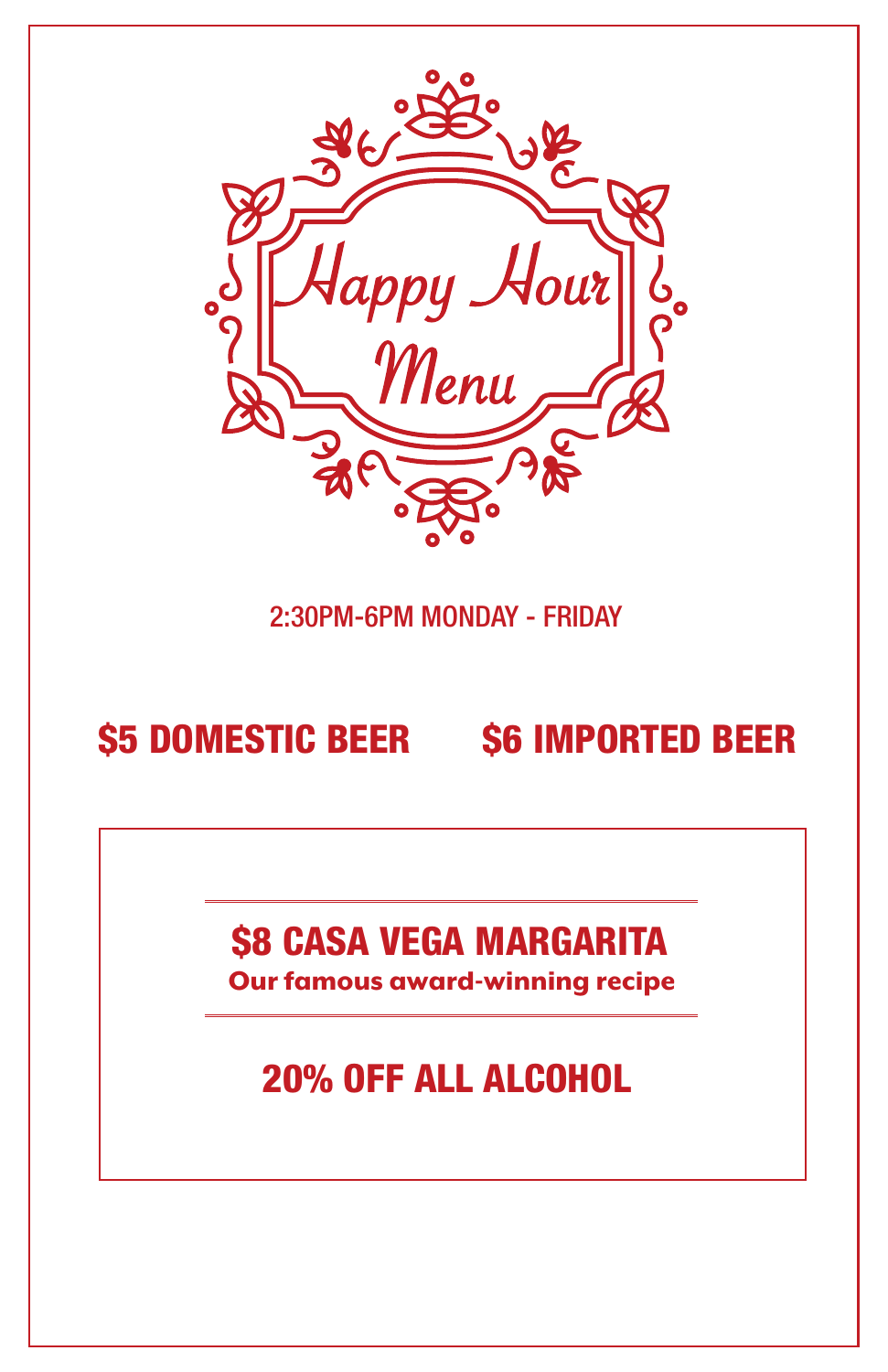# Happy Hour Menu

2:30PM-6PM MONDAY - FRIDAY

## $5 DOMESTIC BEER

## $6 IMPORTED BEER

---

## $8 CASA VEGA MARGARITA

**Our famous award-winning recipe**

---

## 20% OFF ALL ALCOHOL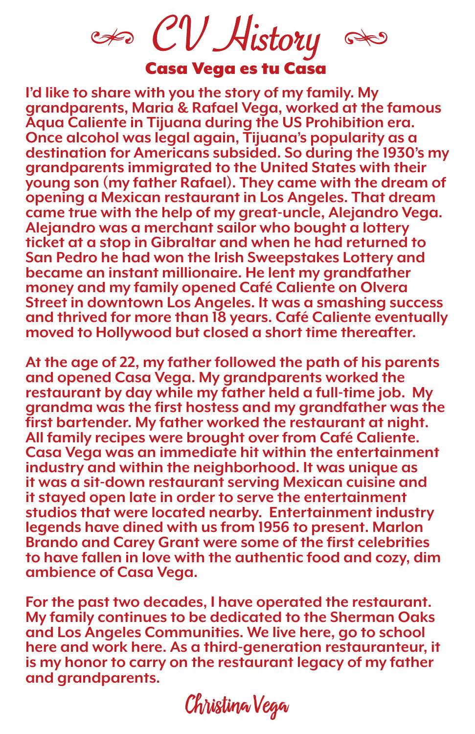# CV History

## Casa Vega es tu Casa

I'd like to share with you the story of my family. My grandparents, Maria & Rafael Vega, worked at the famous Aqua Caliente in Tijuana during the US Prohibition era. Once alcohol was legal again, Tijuana's popularity as a destination for Americans subsided. So during the 1930's my grandparents immigrated to the United States with their young son (my father Rafael). They came with the dream of opening a Mexican restaurant in Los Angeles. That dream came true with the help of my great-uncle, Alejandro Vega. Alejandro was a merchant sailor who bought a lottery ticket at a stop in Gibraltar and when he had returned to San Pedro he had won the Irish Sweepstakes Lottery and became an instant millionaire. He lent my grandfather money and my family opened Café Caliente on Olvera Street in downtown Los Angeles. It was a smashing success and thrived for more than 18 years. Café Caliente eventually moved to Hollywood but closed a short time thereafter.

At the age of 22, my father followed the path of his parents and opened Casa Vega. My grandparents worked the restaurant by day while my father held a full-time job. My grandma was the first hostess and my grandfather was the first bartender. My father worked the restaurant at night. All family recipes were brought over from Café Caliente. Casa Vega was an immediate hit within the entertainment industry and within the neighborhood. It was unique as it was a sit-down restaurant serving Mexican cuisine and it stayed open late in order to serve the entertainment studios that were located nearby. Entertainment industry legends have dined with us from 1956 to present. Marlon Brando and Carey Grant were some of the first celebrities to have fallen in love with the authentic food and cozy, dim ambience of Casa Vega.

For the past two decades, I have operated the restaurant. My family continues to be dedicated to the Sherman Oaks and Los Angeles Communities. We live here, go to school here and work here. As a third-generation restauranteur, it is my honor to carry on the restaurant legacy of my father and grandparents.

Christina Vega